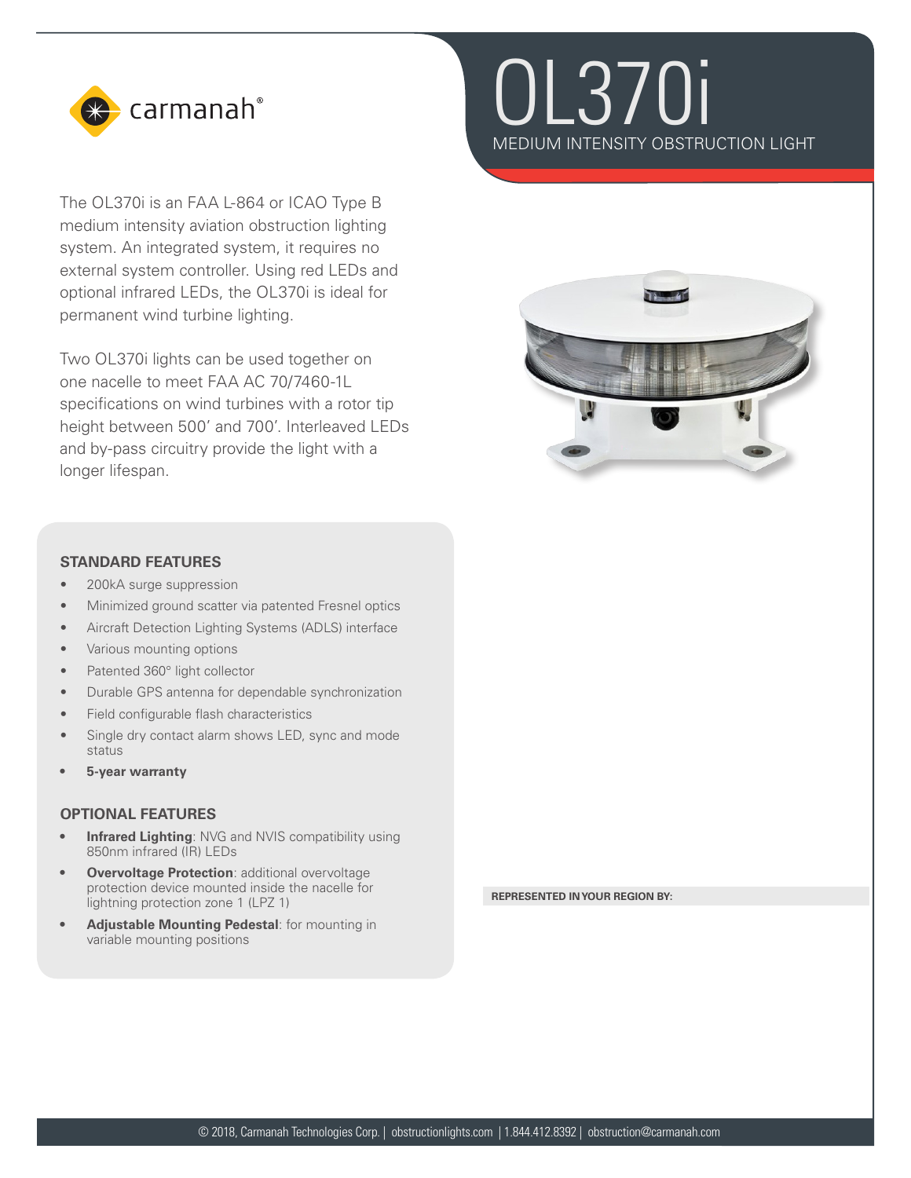carmanah®

# OL370i

## MEDIUM INTENSITY OBSTRUCTION LIGHT

The OL370i is an FAA L-864 or ICAO Type B medium intensity aviation obstruction lighting system. An integrated system, it requires no external system controller. Using red LEDs and optional infrared LEDs, the OL370i is ideal for permanent wind turbine lighting.

Two OL370i lights can be used together on one nacelle to meet FAA AC 70/7460-1L specifications on wind turbines with a rotor tip height between 500' and 700'. Interleaved LEDs and by-pass circuitry provide the light with a longer lifespan.

### STANDARD FEATURES

- 200kA surge suppression
- Minimized ground scatter via patented Fresnel optics
- Aircraft Detection Lighting Systems (ADLS) interface
- Various mounting options
- Patented 360° light collector
- Durable GPS antenna for dependable synchronization
- Field configurable flash characteristics
- Single dry contact alarm shows LED, sync and mode status
- **5-year warranty**

### OPTIONAL FEATURES

- **Infrared Lighting**: NVG and NVIS compatibility using 850nm infrared (IR) LEDs
- **Overvoltage Protection**: additional overvoltage protection device mounted inside the nacelle for lightning protection zone 1 (LPZ 1)
- **Adjustable Mounting Pedestal**: for mounting in variable mounting positions

**REPRESENTED IN YOUR REGION BY:**

© 2018, Carmanah Technologies Corp. | obstructionlights.com | 1.844.412.8392 | obstruction@carmanah.com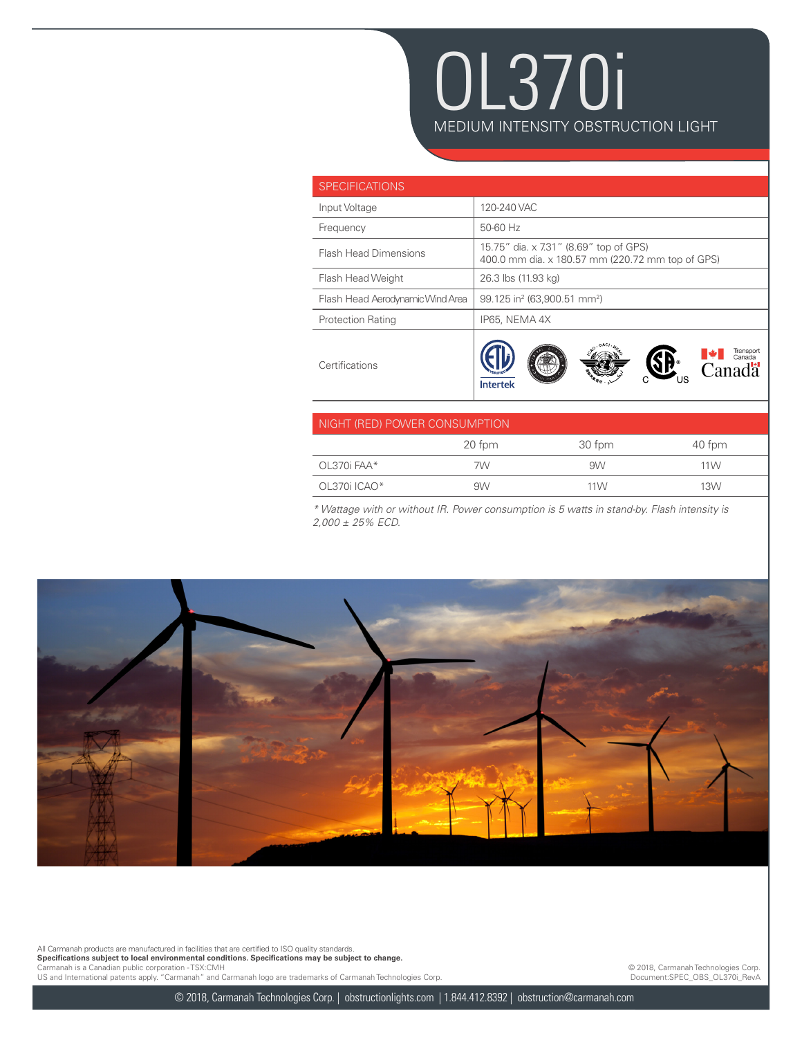# OL370i

MEDIUM INTENSITY OBSTRUCTION LIGHT

| SPECIFICATIONS | |
|---|---|
| Input Voltage | 120-240 VAC |
| Frequency | 50-60 Hz |
| Flash Head Dimensions | 15.75" dia. x 7.31" (8.69" top of GPS)<br>400.0 mm dia. x 180.57 mm (220.72 mm top of GPS) |
| Flash Head Weight | 26.3 lbs (11.93 kg) |
| Flash Head Aerodynamic Wind Area | 99.125 in² (63,900.51 mm²) |
| Protection Rating | IP65, NEMA 4X |
| Certifications | Intertek ETL, ICAO, CSA C US, Transport Canada |

| NIGHT (RED) POWER CONSUMPTION | 20 fpm | 30 fpm | 40 fpm |
|---|---|---|---|
| OL370i FAA* | 7W | 9W | 11W |
| OL370i ICAO* | 9W | 11W | 13W |

*\* Wattage with or without IR. Power consumption is 5 watts in stand-by. Flash intensity is 2,000 ± 25% ECD.*

All Carmanah products are manufactured in facilities that are certified to ISO quality standards.
**Specifications subject to local environmental conditions. Specifications may be subject to change.**
Carmanah is a Canadian public corporation - TSX:CMH
US and International patents apply. "Carmanah" and Carmanah logo are trademarks of Carmanah Technologies Corp.

© 2018, Carmanah Technologies Corp.
Document:SPEC_OBS_OL370i_RevA

© 2018, Carmanah Technologies Corp. | obstructionlights.com | 1.844.412.8392 | obstruction@carmanah.com